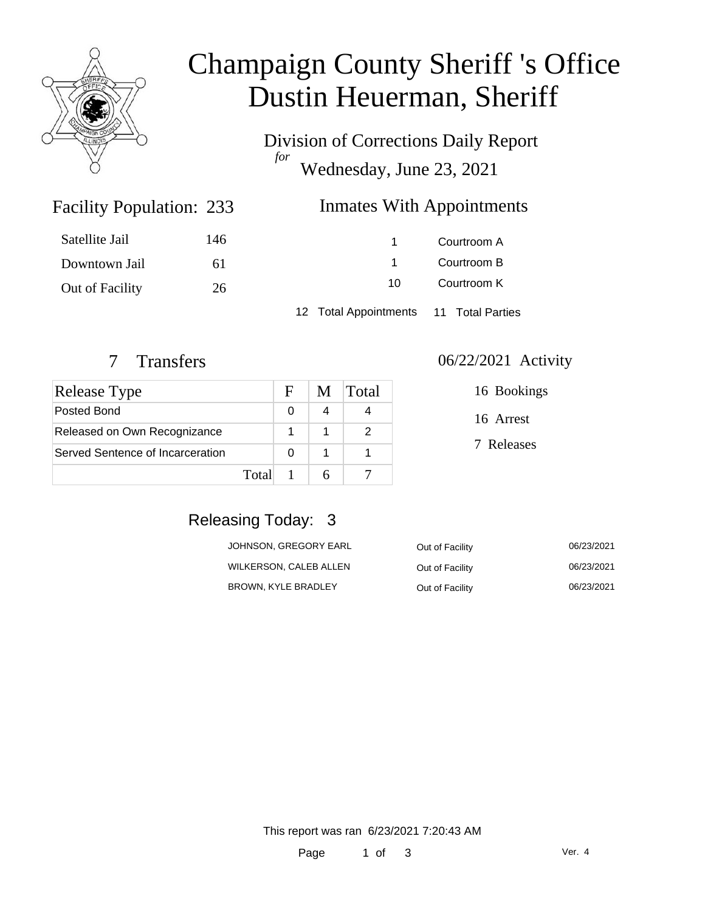# Champaign County Sheriff 's Office
# Dustin Heuerman, Sheriff

Division of Corrections Daily Report
*for*
Wednesday, June 23, 2021

## Facility Population: 233

| | |
|---|---|
| Satellite Jail | 146 |
| Downtown Jail | 61 |
| Out of Facility | 26 |

## Inmates With Appointments

| | |
|---|---|
| 1 | Courtroom A |
| 1 | Courtroom B |
| 10 | Courtroom K |

12 Total Appointments 11 Total Parties

## 7 Transfers

| Release Type | F | M | Total |
|---|---|---|---|
| Posted Bond | 0 | 4 | 4 |
| Released on Own Recognizance | 1 | 1 | 2 |
| Served Sentence of Incarceration | 0 | 1 | 1 |
| Total | 1 | 6 | 7 |

## 06/22/2021 Activity

16 Bookings

16 Arrest

7 Releases

## Releasing Today: 3

| | | |
|---|---|---|
| JOHNSON, GREGORY EARL | Out of Facility | 06/23/2021 |
| WILKERSON, CALEB ALLEN | Out of Facility | 06/23/2021 |
| BROWN, KYLE BRADLEY | Out of Facility | 06/23/2021 |

This report was ran 6/23/2021 7:20:43 AM

Ver. 4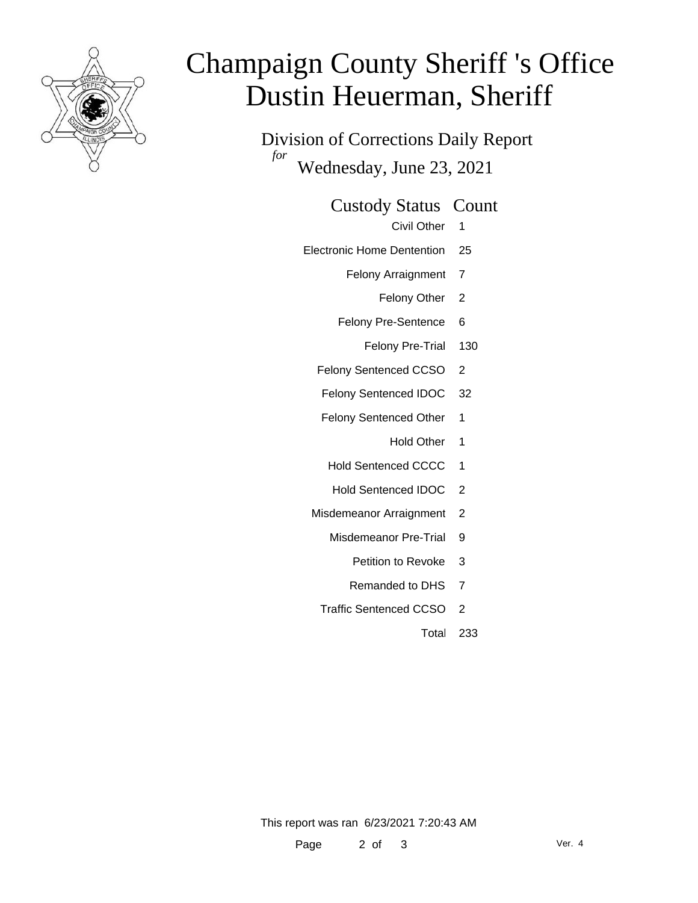# Champaign County Sheriff 's Office
# Dustin Heuerman, Sheriff

## Division of Corrections Daily Report

*for* Wednesday, June 23, 2021

| Custody Status | Count |
|---|---|
| Civil Other | 1 |
| Electronic Home Dentention | 25 |
| Felony Arraignment | 7 |
| Felony Other | 2 |
| Felony Pre-Sentence | 6 |
| Felony Pre-Trial | 130 |
| Felony Sentenced CCSO | 2 |
| Felony Sentenced IDOC | 32 |
| Felony Sentenced Other | 1 |
| Hold Other | 1 |
| Hold Sentenced CCCC | 1 |
| Hold Sentenced IDOC | 2 |
| Misdemeanor Arraignment | 2 |
| Misdemeanor Pre-Trial | 9 |
| Petition to Revoke | 3 |
| Remanded to DHS | 7 |
| Traffic Sentenced CCSO | 2 |
| Total | 233 |

This report was ran 6/23/2021 7:20:43 AM

Ver. 4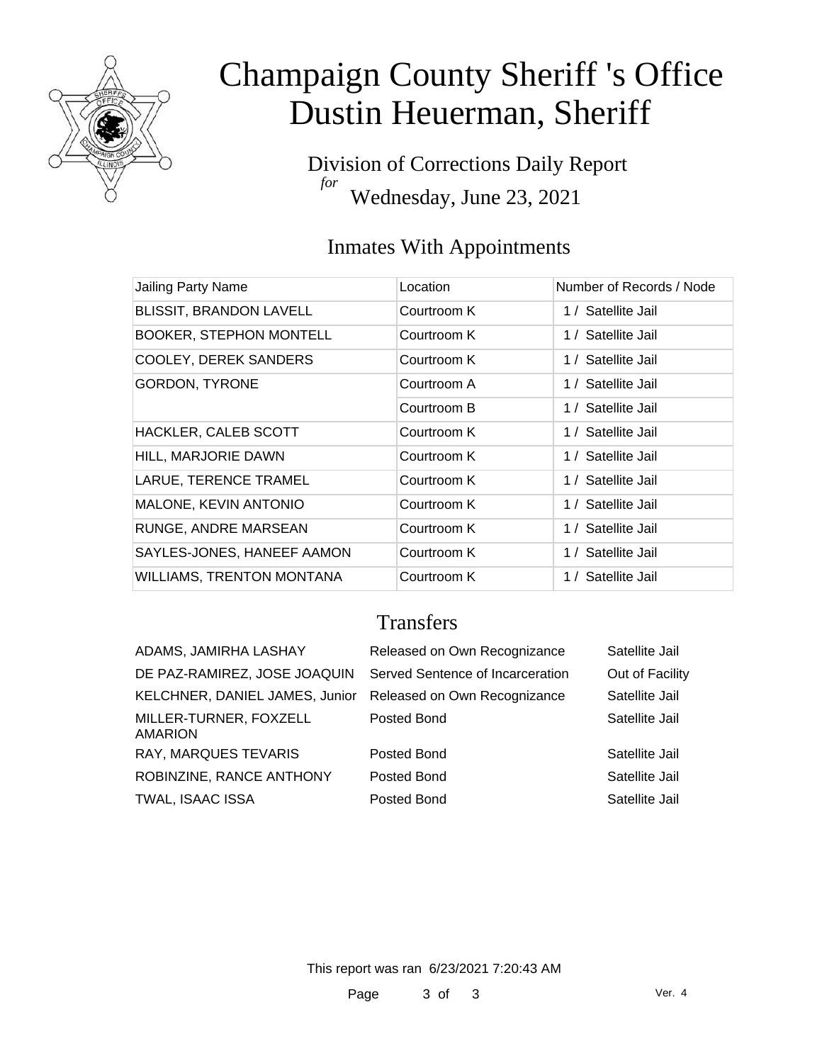# Champaign County Sheriff 's Office
# Dustin Heuerman, Sheriff

Division of Corrections Daily Report

*for*

Wednesday, June 23, 2021

## Inmates With Appointments

| Jailing Party Name | Location | Number of Records / Node |
|---|---|---|
| BLISSIT, BRANDON LAVELL | Courtroom K | 1 / Satellite Jail |
| BOOKER, STEPHON MONTELL | Courtroom K | 1 / Satellite Jail |
| COOLEY, DEREK SANDERS | Courtroom K | 1 / Satellite Jail |
| GORDON, TYRONE | Courtroom A | 1 / Satellite Jail |
| | Courtroom B | 1 / Satellite Jail |
| HACKLER, CALEB SCOTT | Courtroom K | 1 / Satellite Jail |
| HILL, MARJORIE DAWN | Courtroom K | 1 / Satellite Jail |
| LARUE, TERENCE TRAMEL | Courtroom K | 1 / Satellite Jail |
| MALONE, KEVIN ANTONIO | Courtroom K | 1 / Satellite Jail |
| RUNGE, ANDRE MARSEAN | Courtroom K | 1 / Satellite Jail |
| SAYLES-JONES, HANEEF AAMON | Courtroom K | 1 / Satellite Jail |
| WILLIAMS, TRENTON MONTANA | Courtroom K | 1 / Satellite Jail |

## Transfers

| | | |
|---|---|---|
| ADAMS, JAMIRHA LASHAY | Released on Own Recognizance | Satellite Jail |
| DE PAZ-RAMIREZ, JOSE JOAQUIN | Served Sentence of Incarceration | Out of Facility |
| KELCHNER, DANIEL JAMES, Junior | Released on Own Recognizance | Satellite Jail |
| MILLER-TURNER, FOXZELL AMARION | Posted Bond | Satellite Jail |
| RAY, MARQUES TEVARIS | Posted Bond | Satellite Jail |
| ROBINZINE, RANCE ANTHONY | Posted Bond | Satellite Jail |
| TWAL, ISAAC ISSA | Posted Bond | Satellite Jail |

This report was ran 6/23/2021 7:20:43 AM

Ver. 4